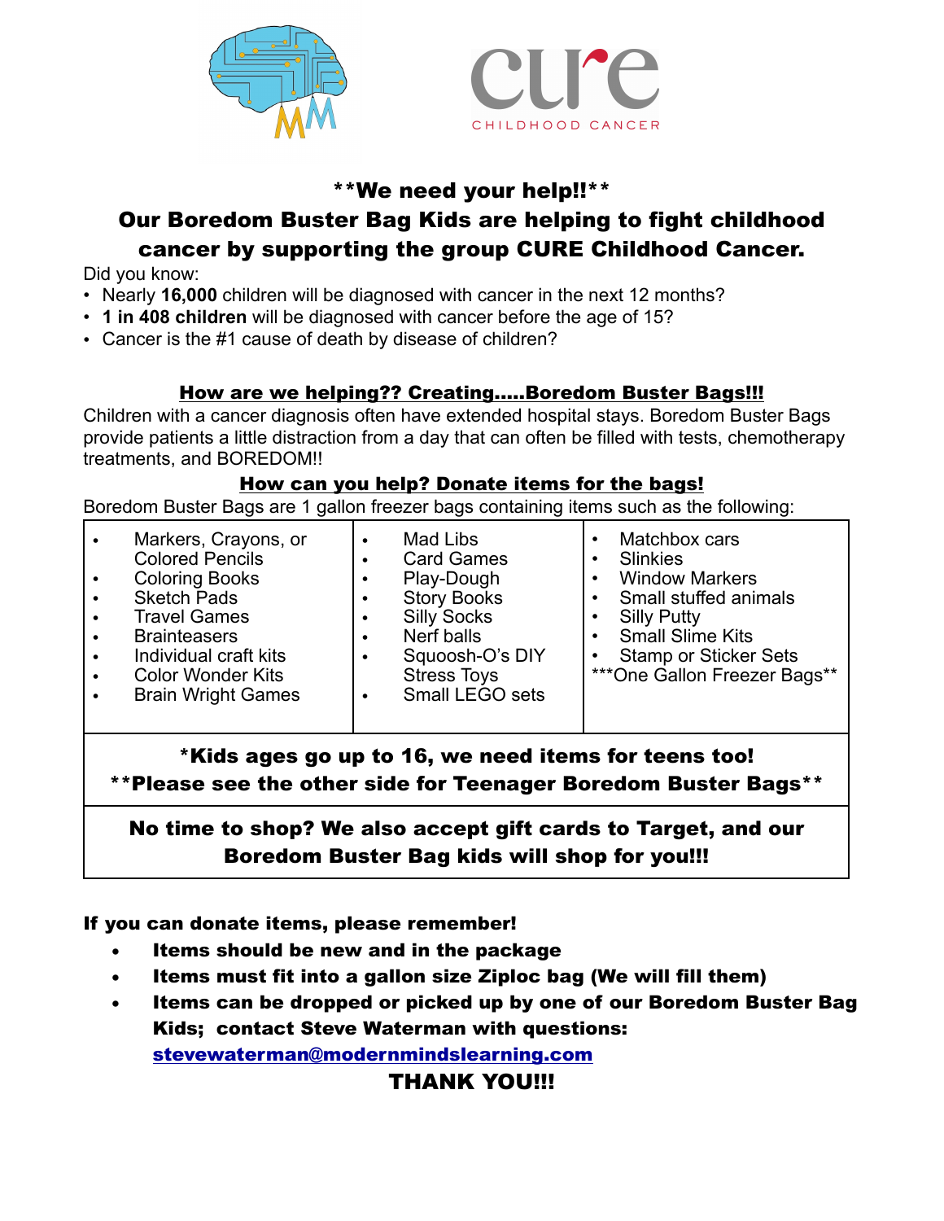cure

CHILDHOOD CANCER

## **We need your help!!**

## Our Boredom Buster Bag Kids are helping to fight childhood cancer by supporting the group CURE Childhood Cancer.

Did you know:

- Nearly **16,000** children will be diagnosed with cancer in the next 12 months?
- **1 in 408 children** will be diagnosed with cancer before the age of 15?
- Cancer is the #1 cause of death by disease of children?

### **How are we helping?? Creating.....Boredom Buster Bags!!!**

Children with a cancer diagnosis often have extended hospital stays. Boredom Buster Bags provide patients a little distraction from a day that can often be filled with tests, chemotherapy treatments, and BOREDOM!!

### **How can you help? Donate items for the bags!**

Boredom Buster Bags are 1 gallon freezer bags containing items such as the following:

| | | |
|---|---|---|
| • Markers, Crayons, or Colored Pencils<br>• Coloring Books<br>• Sketch Pads<br>• Travel Games<br>• Brainteasers<br>• Individual craft kits<br>• Color Wonder Kits<br>• Brain Wright Games | • Mad Libs<br>• Card Games<br>• Play-Dough<br>• Story Books<br>• Silly Socks<br>• Nerf balls<br>• Squoosh-O's DIY Stress Toys<br>• Small LEGO sets | • Matchbox cars<br>• Slinkies<br>• Window Markers<br>• Small stuffed animals<br>• Silly Putty<br>• Small Slime Kits<br>• Stamp or Sticker Sets<br>***One Gallon Freezer Bags** |
| **\*Kids ages go up to 16, we need items for teens too!<br>\*\*Please see the other side for Teenager Boredom Buster Bags\*\*** | | |
| **No time to shop? We also accept gift cards to Target, and our Boredom Buster Bag kids will shop for you!!!** | | |

**If you can donate items, please remember!**

- **Items should be new and in the package**
- **Items must fit into a gallon size Ziploc bag (We will fill them)**
- **Items can be dropped or picked up by one of our Boredom Buster Bag Kids; contact Steve Waterman with questions: stevewaterman@modernmindslearning.com**

**THANK YOU!!!**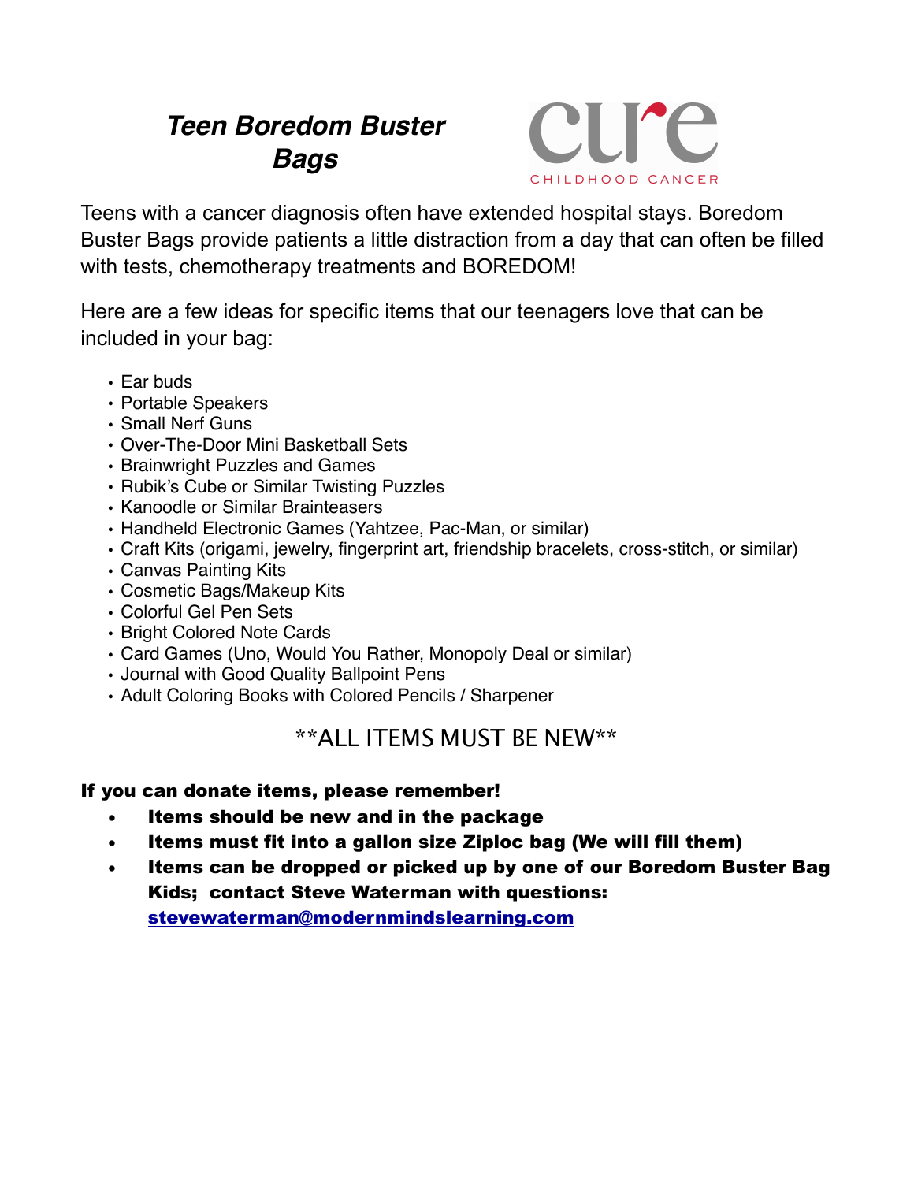# *Teen Boredom Buster Bags*

cure
CHILDHOOD CANCER

Teens with a cancer diagnosis often have extended hospital stays. Boredom Buster Bags provide patients a little distraction from a day that can often be filled with tests, chemotherapy treatments and BOREDOM!

Here are a few ideas for specific items that our teenagers love that can be included in your bag:

- Ear buds
- Portable Speakers
- Small Nerf Guns
- Over-The-Door Mini Basketball Sets
- Brainwright Puzzles and Games
- Rubik's Cube or Similar Twisting Puzzles
- Kanoodle or Similar Brainteasers
- Handheld Electronic Games (Yahtzee, Pac-Man, or similar)
- Craft Kits (origami, jewelry, fingerprint art, friendship bracelets, cross-stitch, or similar)
- Canvas Painting Kits
- Cosmetic Bags/Makeup Kits
- Colorful Gel Pen Sets
- Bright Colored Note Cards
- Card Games (Uno, Would You Rather, Monopoly Deal or similar)
- Journal with Good Quality Ballpoint Pens
- Adult Coloring Books with Colored Pencils / Sharpener

<u>\*\*ALL ITEMS MUST BE NEW\*\*</u>

**If you can donate items, please remember!**

- **Items should be new and in the package**
- **Items must fit into a gallon size Ziploc bag (We will fill them)**
- **Items can be dropped or picked up by one of our Boredom Buster Bag Kids; contact Steve Waterman with questions: stevewaterman@modernmindslearning.com**